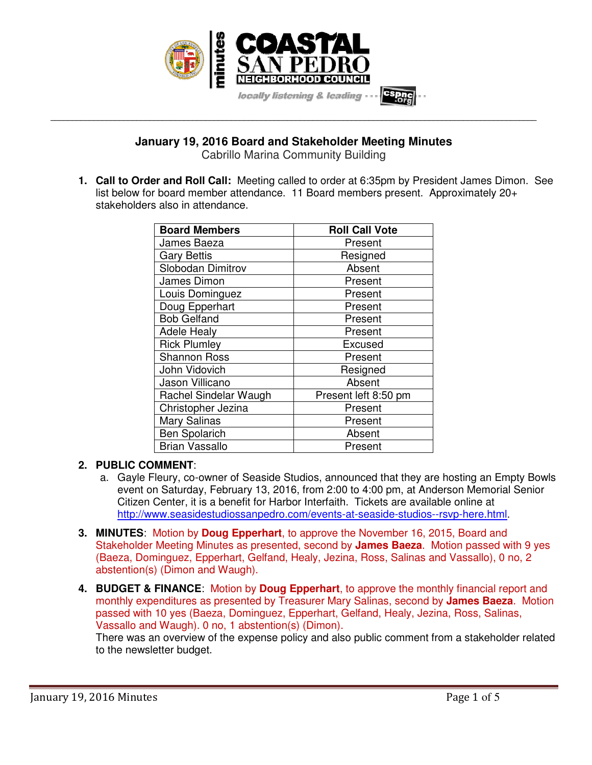# January 19, 2016 Board and Stakeholder Meeting Minutes

Cabrillo Marina Community Building

1. **Call to Order and Roll Call:** Meeting called to order at 6:35pm by President James Dimon. See list below for board member attendance. 11 Board members present. Approximately 20+ stakeholders also in attendance.

| Board Members | Roll Call Vote |
|---|---|
| James Baeza | Present |
| Gary Bettis | Resigned |
| Slobodan Dimitrov | Absent |
| James Dimon | Present |
| Louis Dominguez | Present |
| Doug Epperhart | Present |
| Bob Gelfand | Present |
| Adele Healy | Present |
| Rick Plumley | Excused |
| Shannon Ross | Present |
| John Vidovich | Resigned |
| Jason Villicano | Absent |
| Rachel Sindelar Waugh | Present left 8:50 pm |
| Christopher Jezina | Present |
| Mary Salinas | Present |
| Ben Spolarich | Absent |
| Brian Vassallo | Present |

2. **PUBLIC COMMENT**:
   a. Gayle Fleury, co-owner of Seaside Studios, announced that they are hosting an Empty Bowls event on Saturday, February 13, 2016, from 2:00 to 4:00 pm, at Anderson Memorial Senior Citizen Center, it is a benefit for Harbor Interfaith. Tickets are available online at http://www.seasidestudiossanpedro.com/events-at-seaside-studios--rsvp-here.html.

3. **MINUTES**: Motion by **Doug Epperhart**, to approve the November 16, 2015, Board and Stakeholder Meeting Minutes as presented, second by **James Baeza**. Motion passed with 9 yes (Baeza, Dominguez, Epperhart, Gelfand, Healy, Jezina, Ross, Salinas and Vassallo), 0 no, 2 abstention(s) (Dimon and Waugh).

4. **BUDGET & FINANCE**: Motion by **Doug Epperhart**, to approve the monthly financial report and monthly expenditures as presented by Treasurer Mary Salinas, second by **James Baeza**. Motion passed with 10 yes (Baeza, Dominguez, Epperhart, Gelfand, Healy, Jezina, Ross, Salinas, Vassallo and Waugh). 0 no, 1 abstention(s) (Dimon).
   There was an overview of the expense policy and also public comment from a stakeholder related to the newsletter budget.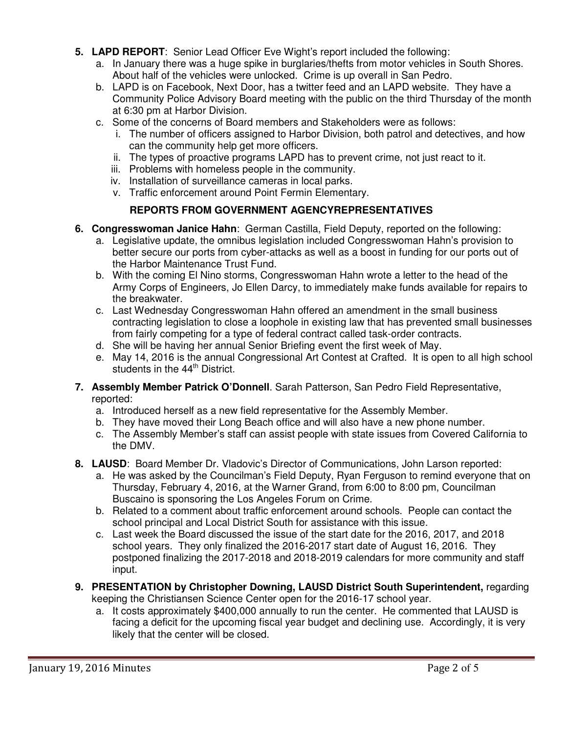5. **LAPD REPORT**: Senior Lead Officer Eve Wight's report included the following:
   a. In January there was a huge spike in burglaries/thefts from motor vehicles in South Shores. About half of the vehicles were unlocked. Crime is up overall in San Pedro.
   b. LAPD is on Facebook, Next Door, has a twitter feed and an LAPD website. They have a Community Police Advisory Board meeting with the public on the third Thursday of the month at 6:30 pm at Harbor Division.
   c. Some of the concerns of Board members and Stakeholders were as follows:
      i. The number of officers assigned to Harbor Division, both patrol and detectives, and how can the community help get more officers.
      ii. The types of proactive programs LAPD has to prevent crime, not just react to it.
      iii. Problems with homeless people in the community.
      iv. Installation of surveillance cameras in local parks.
      v. Traffic enforcement around Point Fermin Elementary.

**REPORTS FROM GOVERNMENT AGENCYREPRESENTATIVES**

6. **Congresswoman Janice Hahn**: German Castilla, Field Deputy, reported on the following:
   a. Legislative update, the omnibus legislation included Congresswoman Hahn's provision to better secure our ports from cyber-attacks as well as a boost in funding for our ports out of the Harbor Maintenance Trust Fund.
   b. With the coming El Nino storms, Congresswoman Hahn wrote a letter to the head of the Army Corps of Engineers, Jo Ellen Darcy, to immediately make funds available for repairs to the breakwater.
   c. Last Wednesday Congresswoman Hahn offered an amendment in the small business contracting legislation to close a loophole in existing law that has prevented small businesses from fairly competing for a type of federal contract called task-order contracts.
   d. She will be having her annual Senior Briefing event the first week of May.
   e. May 14, 2016 is the annual Congressional Art Contest at Crafted. It is open to all high school students in the 44th District.

7. **Assembly Member Patrick O'Donnell**. Sarah Patterson, San Pedro Field Representative, reported:
   a. Introduced herself as a new field representative for the Assembly Member.
   b. They have moved their Long Beach office and will also have a new phone number.
   c. The Assembly Member's staff can assist people with state issues from Covered California to the DMV.

8. **LAUSD**: Board Member Dr. Vladovic's Director of Communications, John Larson reported:
   a. He was asked by the Councilman's Field Deputy, Ryan Ferguson to remind everyone that on Thursday, February 4, 2016, at the Warner Grand, from 6:00 to 8:00 pm, Councilman Buscaino is sponsoring the Los Angeles Forum on Crime.
   b. Related to a comment about traffic enforcement around schools. People can contact the school principal and Local District South for assistance with this issue.
   c. Last week the Board discussed the issue of the start date for the 2016, 2017, and 2018 school years. They only finalized the 2016-2017 start date of August 16, 2016. They postponed finalizing the 2017-2018 and 2018-2019 calendars for more community and staff input.

9. **PRESENTATION by Christopher Downing, LAUSD District South Superintendent,** regarding keeping the Christiansen Science Center open for the 2016-17 school year.
   a. It costs approximately $400,000 annually to run the center. He commented that LAUSD is facing a deficit for the upcoming fiscal year budget and declining use. Accordingly, it is very likely that the center will be closed.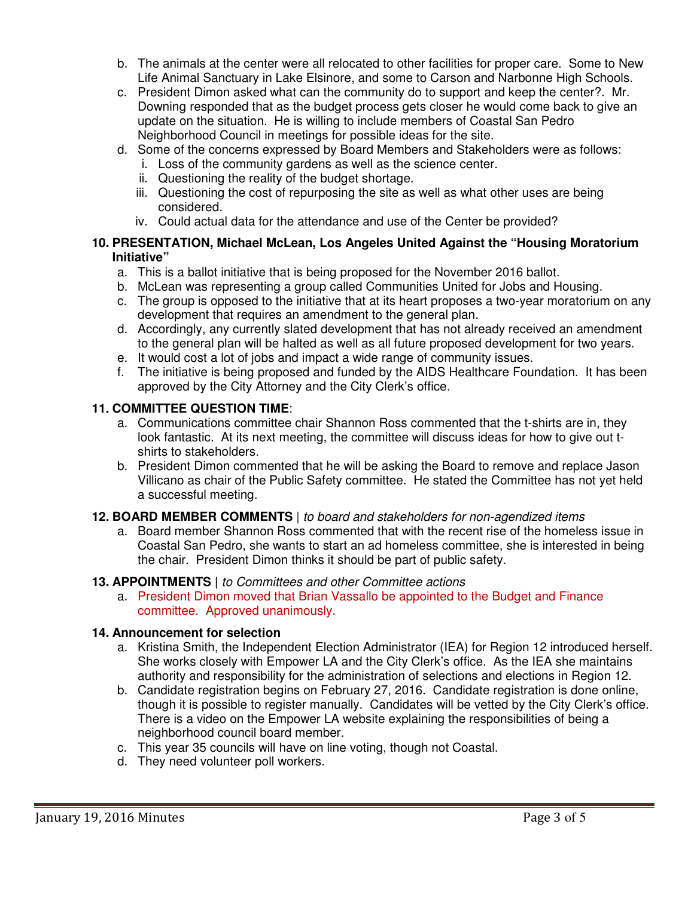b. The animals at the center were all relocated to other facilities for proper care. Some to New Life Animal Sanctuary in Lake Elsinore, and some to Carson and Narbonne High Schools.
c. President Dimon asked what can the community do to support and keep the center?. Mr. Downing responded that as the budget process gets closer he would come back to give an update on the situation. He is willing to include members of Coastal San Pedro Neighborhood Council in meetings for possible ideas for the site.
d. Some of the concerns expressed by Board Members and Stakeholders were as follows:
   i. Loss of the community gardens as well as the science center.
   ii. Questioning the reality of the budget shortage.
   iii. Questioning the cost of repurposing the site as well as what other uses are being considered.
   iv. Could actual data for the attendance and use of the Center be provided?

**10. PRESENTATION, Michael McLean, Los Angeles United Against the "Housing Moratorium Initiative"**

a. This is a ballot initiative that is being proposed for the November 2016 ballot.
b. McLean was representing a group called Communities United for Jobs and Housing.
c. The group is opposed to the initiative that at its heart proposes a two-year moratorium on any development that requires an amendment to the general plan.
d. Accordingly, any currently slated development that has not already received an amendment to the general plan will be halted as well as all future proposed development for two years.
e. It would cost a lot of jobs and impact a wide range of community issues.
f. The initiative is being proposed and funded by the AIDS Healthcare Foundation. It has been approved by the City Attorney and the City Clerk's office.

**11. COMMITTEE QUESTION TIME**:

a. Communications committee chair Shannon Ross commented that the t-shirts are in, they look fantastic. At its next meeting, the committee will discuss ideas for how to give out t-shirts to stakeholders.
b. President Dimon commented that he will be asking the Board to remove and replace Jason Villicano as chair of the Public Safety committee. He stated the Committee has not yet held a successful meeting.

**12. BOARD MEMBER COMMENTS** | *to board and stakeholders for non-agendized items*

a. Board member Shannon Ross commented that with the recent rise of the homeless issue in Coastal San Pedro, she wants to start an ad homeless committee, she is interested in being the chair. President Dimon thinks it should be part of public safety.

**13. APPOINTMENTS** | *to Committees and other Committee actions*

a. President Dimon moved that Brian Vassallo be appointed to the Budget and Finance committee. Approved unanimously.

**14. Announcement for selection**

a. Kristina Smith, the Independent Election Administrator (IEA) for Region 12 introduced herself. She works closely with Empower LA and the City Clerk's office. As the IEA she maintains authority and responsibility for the administration of selections and elections in Region 12.
b. Candidate registration begins on February 27, 2016. Candidate registration is done online, though it is possible to register manually. Candidates will be vetted by the City Clerk's office. There is a video on the Empower LA website explaining the responsibilities of being a neighborhood council board member.
c. This year 35 councils will have on line voting, though not Coastal.
d. They need volunteer poll workers.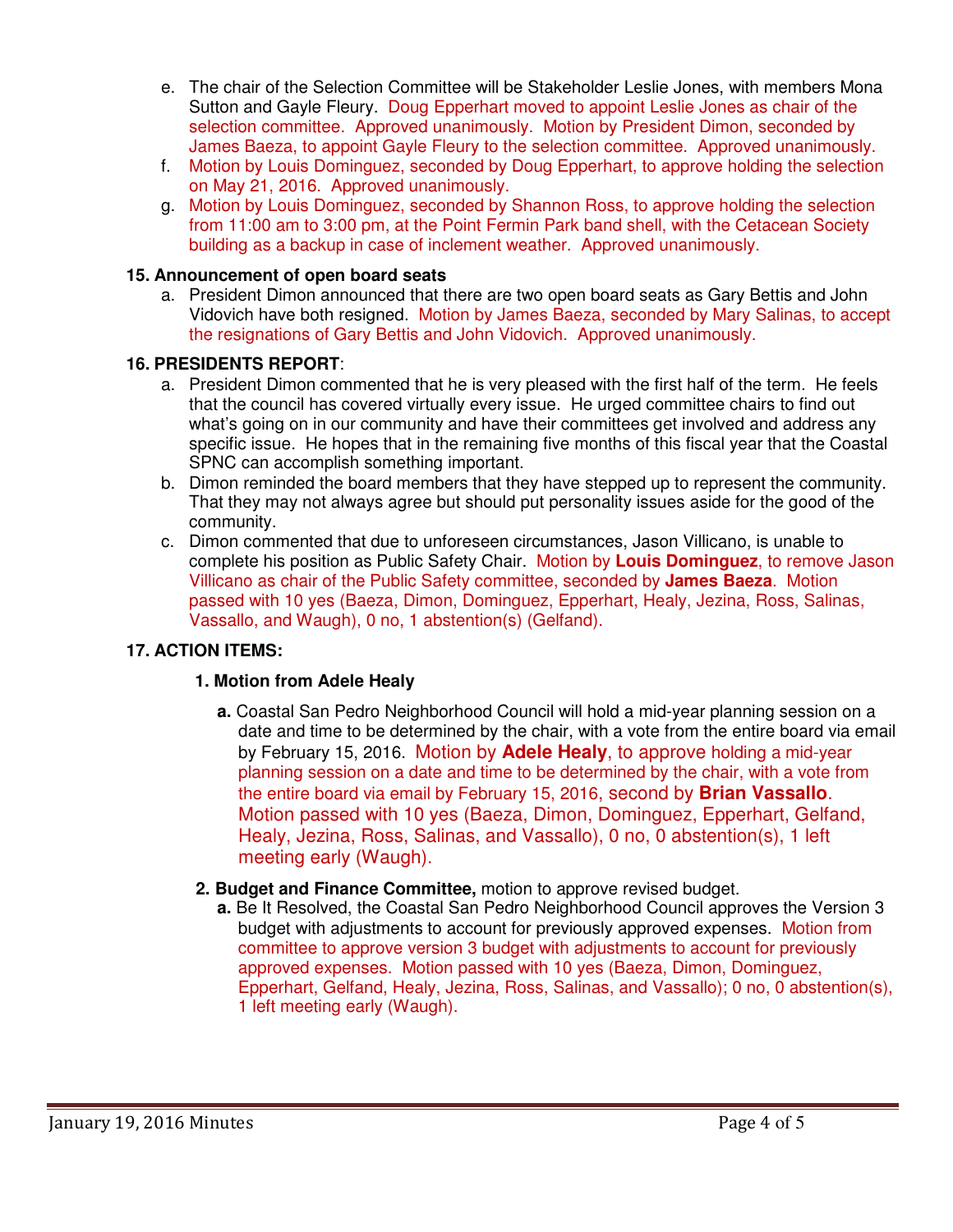e. The chair of the Selection Committee will be Stakeholder Leslie Jones, with members Mona Sutton and Gayle Fleury. Doug Epperhart moved to appoint Leslie Jones as chair of the selection committee. Approved unanimously. Motion by President Dimon, seconded by James Baeza, to appoint Gayle Fleury to the selection committee. Approved unanimously.
f. Motion by Louis Dominguez, seconded by Doug Epperhart, to approve holding the selection on May 21, 2016. Approved unanimously.
g. Motion by Louis Dominguez, seconded by Shannon Ross, to approve holding the selection from 11:00 am to 3:00 pm, at the Point Fermin Park band shell, with the Cetacean Society building as a backup in case of inclement weather. Approved unanimously.

**15. Announcement of open board seats**

a. President Dimon announced that there are two open board seats as Gary Bettis and John Vidovich have both resigned. Motion by James Baeza, seconded by Mary Salinas, to accept the resignations of Gary Bettis and John Vidovich. Approved unanimously.

**16. PRESIDENTS REPORT**:

a. President Dimon commented that he is very pleased with the first half of the term. He feels that the council has covered virtually every issue. He urged committee chairs to find out what's going on in our community and have their committees get involved and address any specific issue. He hopes that in the remaining five months of this fiscal year that the Coastal SPNC can accomplish something important.
b. Dimon reminded the board members that they have stepped up to represent the community. That they may not always agree but should put personality issues aside for the good of the community.
c. Dimon commented that due to unforeseen circumstances, Jason Villicano, is unable to complete his position as Public Safety Chair. Motion by **Louis Dominguez**, to remove Jason Villicano as chair of the Public Safety committee, seconded by **James Baeza**. Motion passed with 10 yes (Baeza, Dimon, Dominguez, Epperhart, Healy, Jezina, Ross, Salinas, Vassallo, and Waugh), 0 no, 1 abstention(s) (Gelfand).

**17. ACTION ITEMS:**

**1. Motion from Adele Healy**

**a.** Coastal San Pedro Neighborhood Council will hold a mid-year planning session on a date and time to be determined by the chair, with a vote from the entire board via email by February 15, 2016. Motion by **Adele Healy**, to approve holding a mid-year planning session on a date and time to be determined by the chair, with a vote from the entire board via email by February 15, 2016, second by **Brian Vassallo**. Motion passed with 10 yes (Baeza, Dimon, Dominguez, Epperhart, Gelfand, Healy, Jezina, Ross, Salinas, and Vassallo), 0 no, 0 abstention(s), 1 left meeting early (Waugh).

**2. Budget and Finance Committee,** motion to approve revised budget.

**a.** Be It Resolved, the Coastal San Pedro Neighborhood Council approves the Version 3 budget with adjustments to account for previously approved expenses. Motion from committee to approve version 3 budget with adjustments to account for previously approved expenses. Motion passed with 10 yes (Baeza, Dimon, Dominguez, Epperhart, Gelfand, Healy, Jezina, Ross, Salinas, and Vassallo); 0 no, 0 abstention(s), 1 left meeting early (Waugh).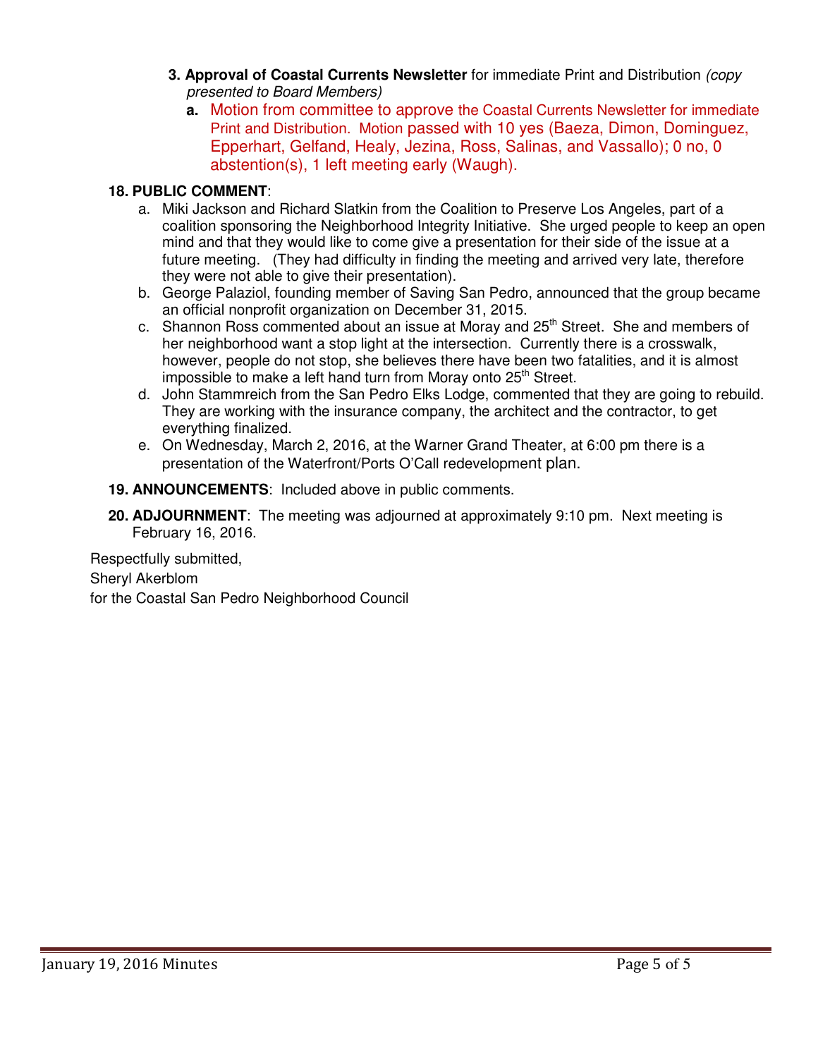3. **Approval of Coastal Currents Newsletter** for immediate Print and Distribution *(copy presented to Board Members)*
   a. Motion from committee to approve the Coastal Currents Newsletter for immediate Print and Distribution. Motion passed with 10 yes (Baeza, Dimon, Dominguez, Epperhart, Gelfand, Healy, Jezina, Ross, Salinas, and Vassallo); 0 no, 0 abstention(s), 1 left meeting early (Waugh).

**18. PUBLIC COMMENT**:

a. Miki Jackson and Richard Slatkin from the Coalition to Preserve Los Angeles, part of a coalition sponsoring the Neighborhood Integrity Initiative. She urged people to keep an open mind and that they would like to come give a presentation for their side of the issue at a future meeting. (They had difficulty in finding the meeting and arrived very late, therefore they were not able to give their presentation).

b. George Palaziol, founding member of Saving San Pedro, announced that the group became an official nonprofit organization on December 31, 2015.

c. Shannon Ross commented about an issue at Moray and 25th Street. She and members of her neighborhood want a stop light at the intersection. Currently there is a crosswalk, however, people do not stop, she believes there have been two fatalities, and it is almost impossible to make a left hand turn from Moray onto 25th Street.

d. John Stammreich from the San Pedro Elks Lodge, commented that they are going to rebuild. They are working with the insurance company, the architect and the contractor, to get everything finalized.

e. On Wednesday, March 2, 2016, at the Warner Grand Theater, at 6:00 pm there is a presentation of the Waterfront/Ports O'Call redevelopment plan.

**19. ANNOUNCEMENTS**: Included above in public comments.

**20. ADJOURNMENT**: The meeting was adjourned at approximately 9:10 pm. Next meeting is February 16, 2016.

Respectfully submitted,

Sheryl Akerblom

for the Coastal San Pedro Neighborhood Council